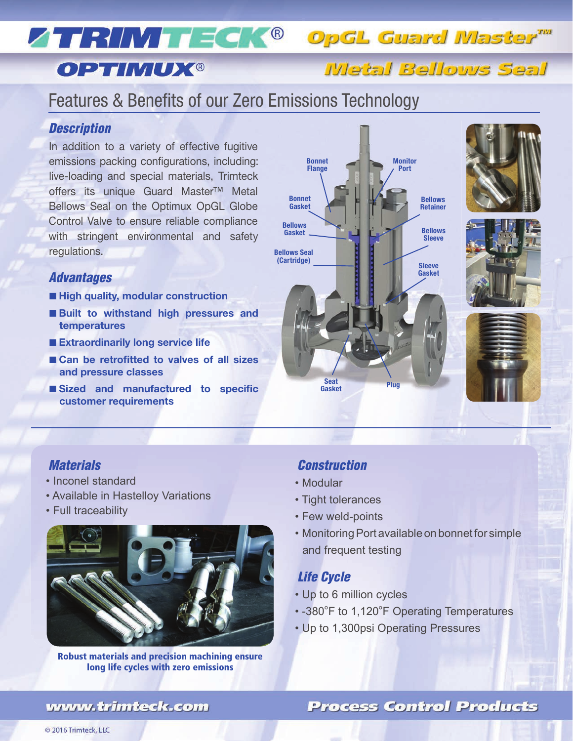# TRIMTECK® OPTIMUX®

# OpGL Guard Master™ Metal Bellows Seal

## Features & Benefits of our Zero Emissions Technology

### Description

In addition to a variety of effective fugitive emissions packing configurations, including: live-loading and special materials, Trimteck offers its unique Guard Master™ Metal Bellows Seal on the Optimux OpGL Globe Control Valve to ensure reliable compliance with stringent environmental and safety regulations.

### Advantages

- **High quality, modular construction**
- **Built to withstand high pressures and temperatures**
- **Extraordinarily long service life**
- **Can be retrofitted to valves of all sizes and pressure classes**
- **Sized and manufactured to specific customer requirements**

Bonnet Flange, Monitor Port, Bonnet Gasket, Bellows Retainer, Bellows Gasket, Bellows Sleeve, Bellows Seal (Cartridge), Sleeve Gasket, Seat Gasket, Plug

### Materials

- Inconel standard
- Available in Hastelloy Variations
- Full traceability

**Robust materials and precision machining ensure long life cycles with zero emissions**

### Construction

- Modular
- Tight tolerances
- Few weld-points
- Monitoring Port available on bonnet for simple and frequent testing

### Life Cycle

- Up to 6 million cycles
- -380°F to 1,120°F Operating Temperatures
- Up to 1,300psi Operating Pressures

www.trimteck.com

Process Control Products

© 2016 Trimteck, LLC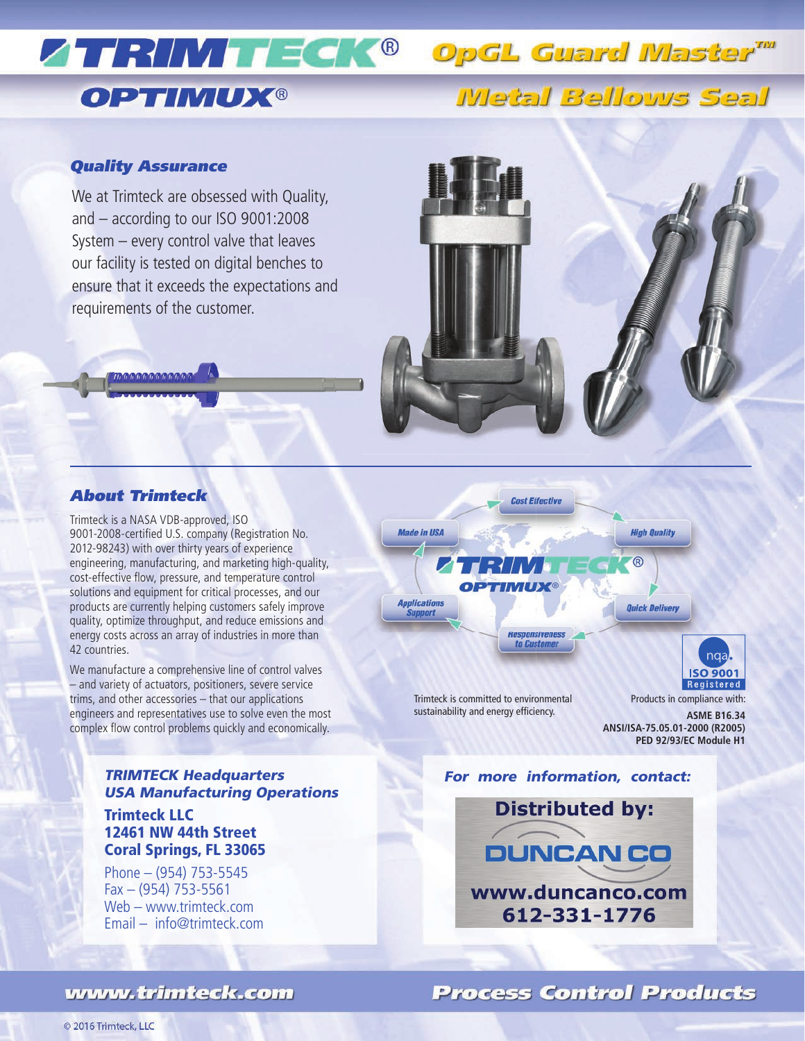# TRIMTECK® OPTIMUX®

# OpGL Guard Master™ Metal Bellows Seal

### *Quality Assurance*

We at Trimteck are obsessed with Quality, and – according to our ISO 9001:2008 System – every control valve that leaves our facility is tested on digital benches to ensure that it exceeds the expectations and requirements of the customer.

### *About Trimteck*

Trimteck is a NASA VDB-approved, ISO 9001-2008-certified U.S. company (Registration No. 2012-98243) with over thirty years of experience engineering, manufacturing, and marketing high-quality, cost-effective flow, pressure, and temperature control solutions and equipment for critical processes, and our products are currently helping customers safely improve quality, optimize throughput, and reduce emissions and energy costs across an array of industries in more than 42 countries.

We manufacture a comprehensive line of control valves – and variety of actuators, positioners, severe service trims, and other accessories – that our applications engineers and representatives use to solve even the most complex flow control problems quickly and economically.

Cost Effective
High Quality
Quick Delivery
Responsiveness to Customer
Applications Support
Made in USA

TRIMTECK® OPTIMUX®

Trimteck is committed to environmental sustainability and energy efficiency.

nqa. ISO 9001 Registered

Products in compliance with:

**ASME B16.34**
**ANSI/ISA-75.05.01-2000 (R2005)**
**PED 92/93/EC Module H1**

### *TRIMTECK Headquarters*
### *USA Manufacturing Operations*

**Trimteck LLC**
**12461 NW 44th Street**
**Coral Springs, FL 33065**

Phone – (954) 753-5545
Fax – (954) 753-5561
Web – www.trimteck.com
Email – info@trimteck.com

### *For more information, contact:*

**Distributed by:**

**DUNCAN CO**

**www.duncanco.com**
**612-331-1776**

*www.trimteck.com* *Process Control Products*

© 2016 Trimteck, LLC